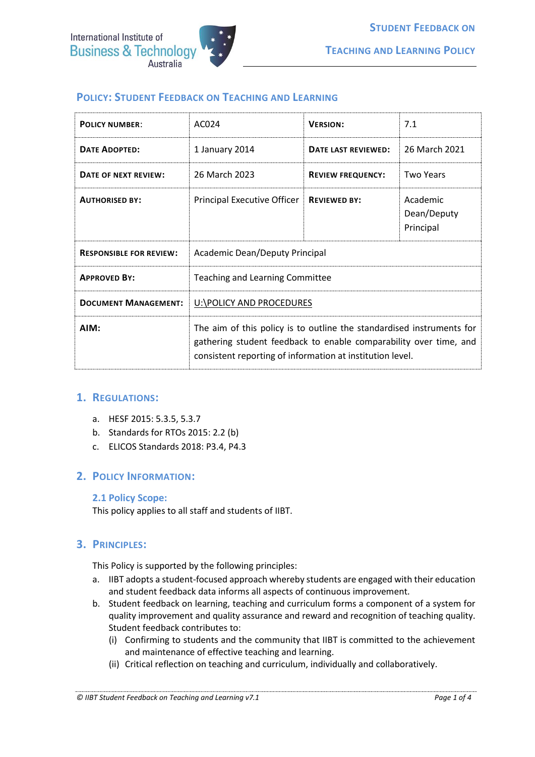# Policy: Student Feedback on Teaching and Learning

| **Policy Number:** | AC024 | **Version:** | 7.1 |
|---|---|---|---|
| **Date Adopted:** | 1 January 2014 | **Date Last Reviewed:** | 26 March 2021 |
| **Date of Next Review:** | 26 March 2023 | **Review Frequency:** | Two Years |
| **Authorised By:** | Principal Executive Officer | **Reviewed By:** | Academic Dean/Deputy Principal |
| **Responsible for Review:** | Academic Dean/Deputy Principal | | |
| **Approved By:** | Teaching and Learning Committee | | |
| **Document Management:** | U:\POLICY AND PROCEDURES | | |
| **AIM:** | The aim of this policy is to outline the standardised instruments for gathering student feedback to enable comparability over time, and consistent reporting of information at institution level. | | |

## 1. Regulations:

a. HESF 2015: 5.3.5, 5.3.7
b. Standards for RTOs 2015: 2.2 (b)
c. ELICOS Standards 2018: P3.4, P4.3

## 2. Policy Information:

### 2.1 Policy Scope:

This policy applies to all staff and students of IIBT.

## 3. Principles:

This Policy is supported by the following principles:

a. IIBT adopts a student-focused approach whereby students are engaged with their education and student feedback data informs all aspects of continuous improvement.
b. Student feedback on learning, teaching and curriculum forms a component of a system for quality improvement and quality assurance and reward and recognition of teaching quality. Student feedback contributes to:
   (i) Confirming to students and the community that IIBT is committed to the achievement and maintenance of effective teaching and learning.
   (ii) Critical reflection on teaching and curriculum, individually and collaboratively.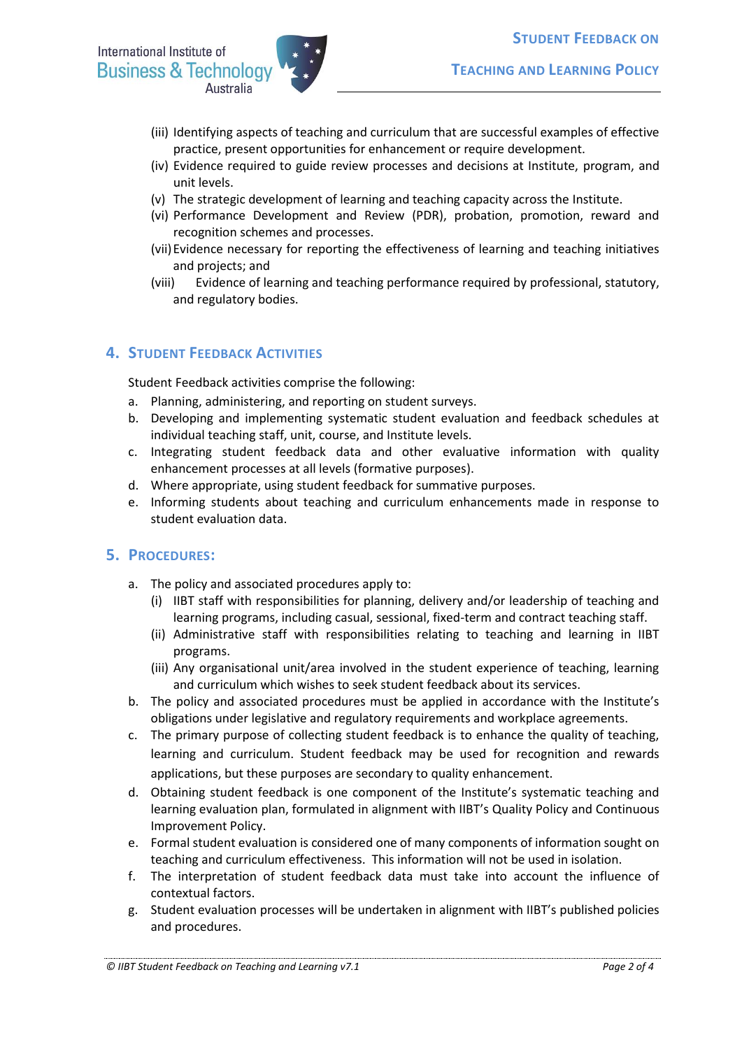(iii) Identifying aspects of teaching and curriculum that are successful examples of effective practice, present opportunities for enhancement or require development.

(iv) Evidence required to guide review processes and decisions at Institute, program, and unit levels.

(v) The strategic development of learning and teaching capacity across the Institute.

(vi) Performance Development and Review (PDR), probation, promotion, reward and recognition schemes and processes.

(vii) Evidence necessary for reporting the effectiveness of learning and teaching initiatives and projects; and

(viii) Evidence of learning and teaching performance required by professional, statutory, and regulatory bodies.

## 4. Student Feedback Activities

Student Feedback activities comprise the following:

a. Planning, administering, and reporting on student surveys.
b. Developing and implementing systematic student evaluation and feedback schedules at individual teaching staff, unit, course, and Institute levels.
c. Integrating student feedback data and other evaluative information with quality enhancement processes at all levels (formative purposes).
d. Where appropriate, using student feedback for summative purposes.
e. Informing students about teaching and curriculum enhancements made in response to student evaluation data.

## 5. Procedures:

a. The policy and associated procedures apply to:
   (i) IIBT staff with responsibilities for planning, delivery and/or leadership of teaching and learning programs, including casual, sessional, fixed-term and contract teaching staff.
   (ii) Administrative staff with responsibilities relating to teaching and learning in IIBT programs.
   (iii) Any organisational unit/area involved in the student experience of teaching, learning and curriculum which wishes to seek student feedback about its services.
b. The policy and associated procedures must be applied in accordance with the Institute's obligations under legislative and regulatory requirements and workplace agreements.
c. The primary purpose of collecting student feedback is to enhance the quality of teaching, learning and curriculum. Student feedback may be used for recognition and rewards applications, but these purposes are secondary to quality enhancement.
d. Obtaining student feedback is one component of the Institute's systematic teaching and learning evaluation plan, formulated in alignment with IIBT's Quality Policy and Continuous Improvement Policy.
e. Formal student evaluation is considered one of many components of information sought on teaching and curriculum effectiveness. This information will not be used in isolation.
f. The interpretation of student feedback data must take into account the influence of contextual factors.
g. Student evaluation processes will be undertaken in alignment with IIBT's published policies and procedures.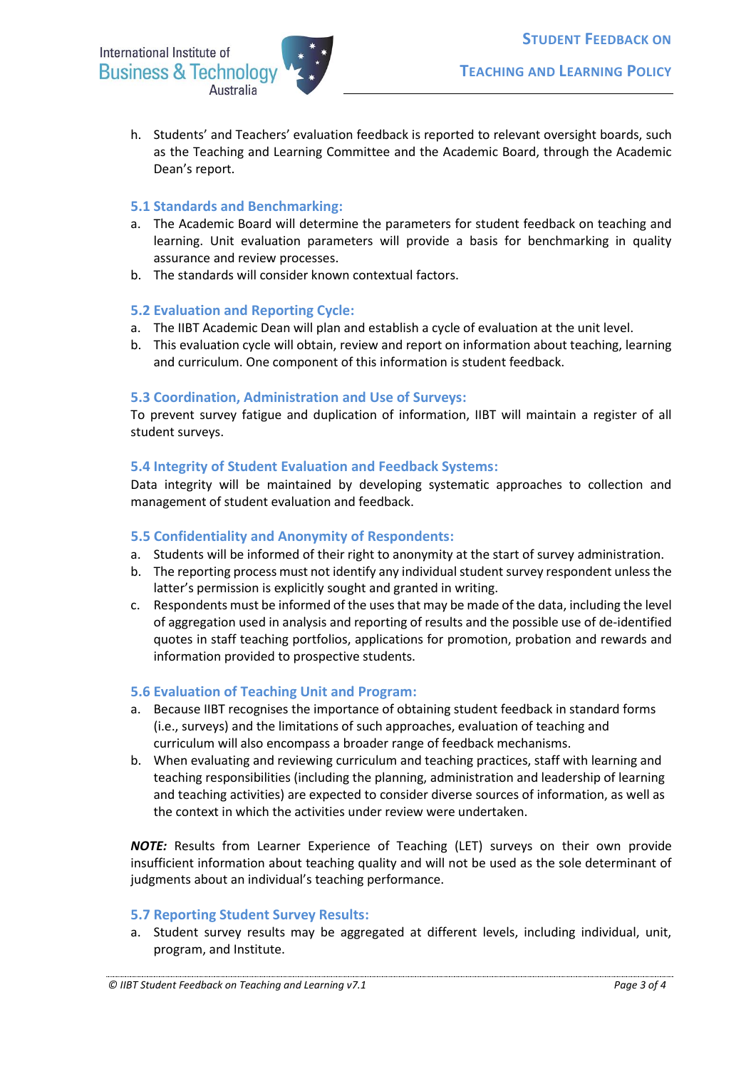h. Students' and Teachers' evaluation feedback is reported to relevant oversight boards, such as the Teaching and Learning Committee and the Academic Board, through the Academic Dean's report.

### 5.1 Standards and Benchmarking:

a. The Academic Board will determine the parameters for student feedback on teaching and learning. Unit evaluation parameters will provide a basis for benchmarking in quality assurance and review processes.
b. The standards will consider known contextual factors.

### 5.2 Evaluation and Reporting Cycle:

a. The IIBT Academic Dean will plan and establish a cycle of evaluation at the unit level.
b. This evaluation cycle will obtain, review and report on information about teaching, learning and curriculum. One component of this information is student feedback.

### 5.3 Coordination, Administration and Use of Surveys:

To prevent survey fatigue and duplication of information, IIBT will maintain a register of all student surveys.

### 5.4 Integrity of Student Evaluation and Feedback Systems:

Data integrity will be maintained by developing systematic approaches to collection and management of student evaluation and feedback.

### 5.5 Confidentiality and Anonymity of Respondents:

a. Students will be informed of their right to anonymity at the start of survey administration.
b. The reporting process must not identify any individual student survey respondent unless the latter's permission is explicitly sought and granted in writing.
c. Respondents must be informed of the uses that may be made of the data, including the level of aggregation used in analysis and reporting of results and the possible use of de-identified quotes in staff teaching portfolios, applications for promotion, probation and rewards and information provided to prospective students.

### 5.6 Evaluation of Teaching Unit and Program:

a. Because IIBT recognises the importance of obtaining student feedback in standard forms (i.e., surveys) and the limitations of such approaches, evaluation of teaching and curriculum will also encompass a broader range of feedback mechanisms.
b. When evaluating and reviewing curriculum and teaching practices, staff with learning and teaching responsibilities (including the planning, administration and leadership of learning and teaching activities) are expected to consider diverse sources of information, as well as the context in which the activities under review were undertaken.

***NOTE:*** Results from Learner Experience of Teaching (LET) surveys on their own provide insufficient information about teaching quality and will not be used as the sole determinant of judgments about an individual's teaching performance.

### 5.7 Reporting Student Survey Results:

a. Student survey results may be aggregated at different levels, including individual, unit, program, and Institute.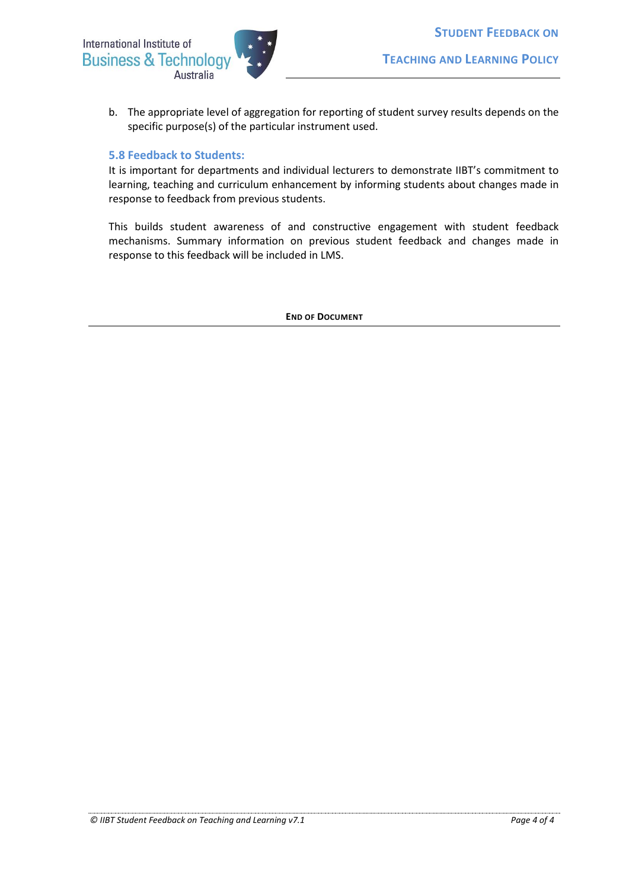b. The appropriate level of aggregation for reporting of student survey results depends on the specific purpose(s) of the particular instrument used.

### 5.8 Feedback to Students:

It is important for departments and individual lecturers to demonstrate IIBT's commitment to learning, teaching and curriculum enhancement by informing students about changes made in response to feedback from previous students.

This builds student awareness of and constructive engagement with student feedback mechanisms. Summary information on previous student feedback and changes made in response to this feedback will be included in LMS.

**END OF DOCUMENT**